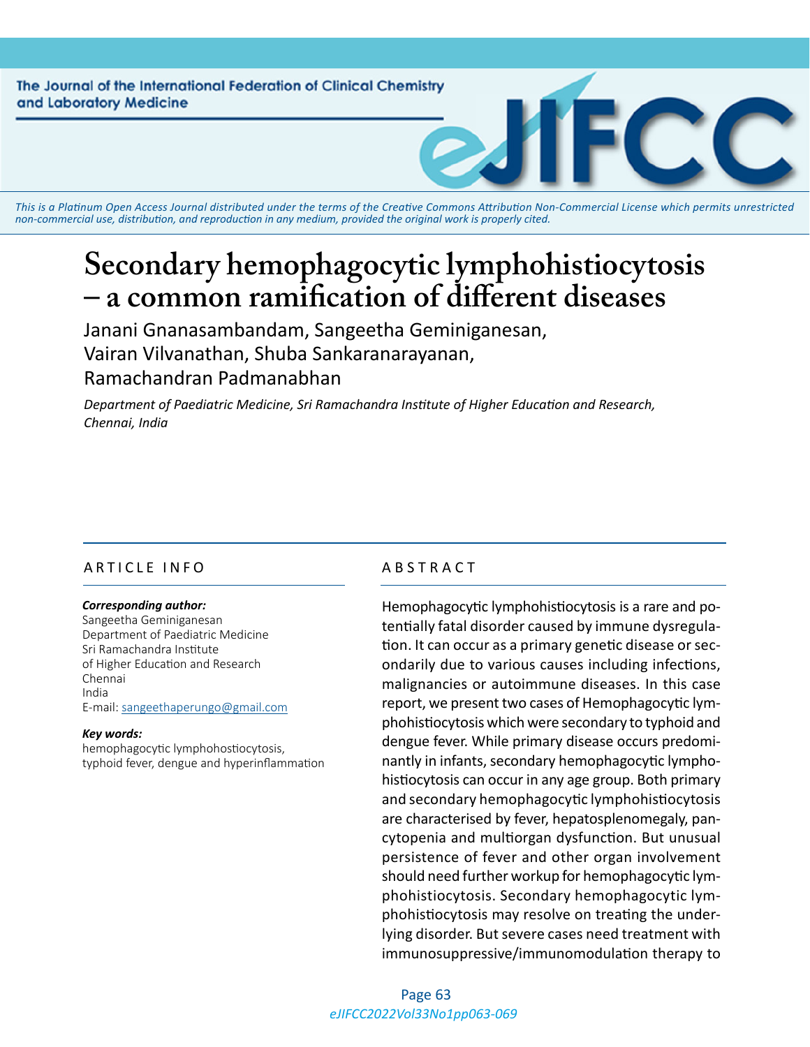The Journal of the International Federation of Clinical Chemistry and Laboratory Medicine

*This is a Platinum Open Access Journal distributed under the terms of the Creative Commons Attribution Non-Commercial License which permits unrestricted non-commercial use, distribution, and reproduction in any medium, provided the original work is properly cited.*

# Secondary hemophagocytic lymphohistiocytosis – a common ramification of different diseases

Janani Gnanasambandam, Sangeetha Geminiganesan, Vairan Vilvanathan, Shuba Sankaranarayanan, Ramachandran Padmanabhan

*Department of Paediatric Medicine, Sri Ramachandra Institute of Higher Education and Research, Chennai, India*

## ARTICLE INFO

***Corresponding author:***
Sangeetha Geminiganesan
Department of Paediatric Medicine
Sri Ramachandra Institute
of Higher Education and Research
Chennai
India
E-mail: sangeethaperungo@gmail.com

***Key words:***
hemophagocytic lymphohostiocytosis, typhoid fever, dengue and hyperinflammation

## ABSTRACT

Hemophagocytic lymphohistiocytosis is a rare and potentially fatal disorder caused by immune dysregulation. It can occur as a primary genetic disease or secondarily due to various causes including infections, malignancies or autoimmune diseases. In this case report, we present two cases of Hemophagocytic lymphohistiocytosis which were secondary to typhoid and dengue fever. While primary disease occurs predominantly in infants, secondary hemophagocytic lymphohistiocytosis can occur in any age group. Both primary and secondary hemophagocytic lymphohistiocytosis are characterised by fever, hepatosplenomegaly, pancytopenia and multiorgan dysfunction. But unusual persistence of fever and other organ involvement should need further workup for hemophagocytic lymphohistiocytosis. Secondary hemophagocytic lymphohistiocytosis may resolve on treating the underlying disorder. But severe cases need treatment with immunosuppressive/immunomodulation therapy to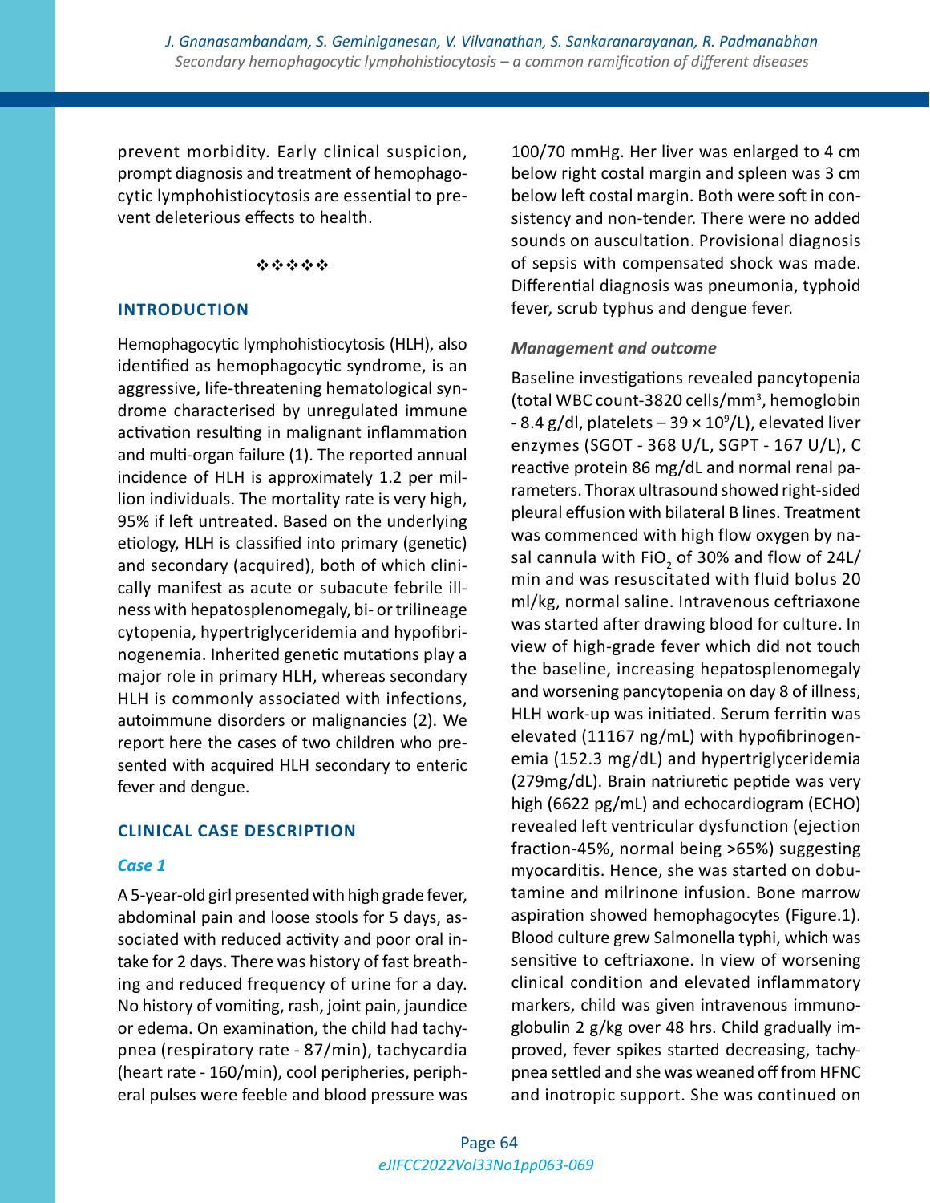prevent morbidity. Early clinical suspicion, prompt diagnosis and treatment of hemophagocytic lymphohistiocytosis are essential to prevent deleterious effects to health.

❖❖❖❖❖

## INTRODUCTION

Hemophagocytic lymphohistiocytosis (HLH), also identified as hemophagocytic syndrome, is an aggressive, life-threatening hematological syndrome characterised by unregulated immune activation resulting in malignant inflammation and multi-organ failure (1). The reported annual incidence of HLH is approximately 1.2 per million individuals. The mortality rate is very high, 95% if left untreated. Based on the underlying etiology, HLH is classified into primary (genetic) and secondary (acquired), both of which clinically manifest as acute or subacute febrile illness with hepatosplenomegaly, bi- or trilineage cytopenia, hypertriglyceridemia and hypofibrinogenemia. Inherited genetic mutations play a major role in primary HLH, whereas secondary HLH is commonly associated with infections, autoimmune disorders or malignancies (2). We report here the cases of two children who presented with acquired HLH secondary to enteric fever and dengue.

## CLINICAL CASE DESCRIPTION

### *Case 1*

A 5-year-old girl presented with high grade fever, abdominal pain and loose stools for 5 days, associated with reduced activity and poor oral intake for 2 days. There was history of fast breathing and reduced frequency of urine for a day. No history of vomiting, rash, joint pain, jaundice or edema. On examination, the child had tachypnea (respiratory rate - 87/min), tachycardia (heart rate - 160/min), cool peripheries, peripheral pulses were feeble and blood pressure was 100/70 mmHg. Her liver was enlarged to 4 cm below right costal margin and spleen was 3 cm below left costal margin. Both were soft in consistency and non-tender. There were no added sounds on auscultation. Provisional diagnosis of sepsis with compensated shock was made. Differential diagnosis was pneumonia, typhoid fever, scrub typhus and dengue fever.

### *Management and outcome*

Baseline investigations revealed pancytopenia (total WBC count-3820 cells/mm$^3$, hemoglobin - 8.4 g/dl, platelets – 39 × 10$^9$/L), elevated liver enzymes (SGOT - 368 U/L, SGPT - 167 U/L), C reactive protein 86 mg/dL and normal renal parameters. Thorax ultrasound showed right-sided pleural effusion with bilateral B lines. Treatment was commenced with high flow oxygen by nasal cannula with $FiO_2$ of 30% and flow of 24L/min and was resuscitated with fluid bolus 20 ml/kg, normal saline. Intravenous ceftriaxone was started after drawing blood for culture. In view of high-grade fever which did not touch the baseline, increasing hepatosplenomegaly and worsening pancytopenia on day 8 of illness, HLH work-up was initiated. Serum ferritin was elevated (11167 ng/mL) with hypofibrinogenemia (152.3 mg/dL) and hypertriglyceridemia (279mg/dL). Brain natriuretic peptide was very high (6622 pg/mL) and echocardiogram (ECHO) revealed left ventricular dysfunction (ejection fraction-45%, normal being >65%) suggesting myocarditis. Hence, she was started on dobutamine and milrinone infusion. Bone marrow aspiration showed hemophagocytes (Figure.1). Blood culture grew Salmonella typhi, which was sensitive to ceftriaxone. In view of worsening clinical condition and elevated inflammatory markers, child was given intravenous immunoglobulin 2 g/kg over 48 hrs. Child gradually improved, fever spikes started decreasing, tachypnea settled and she was weaned off from HFNC and inotropic support. She was continued on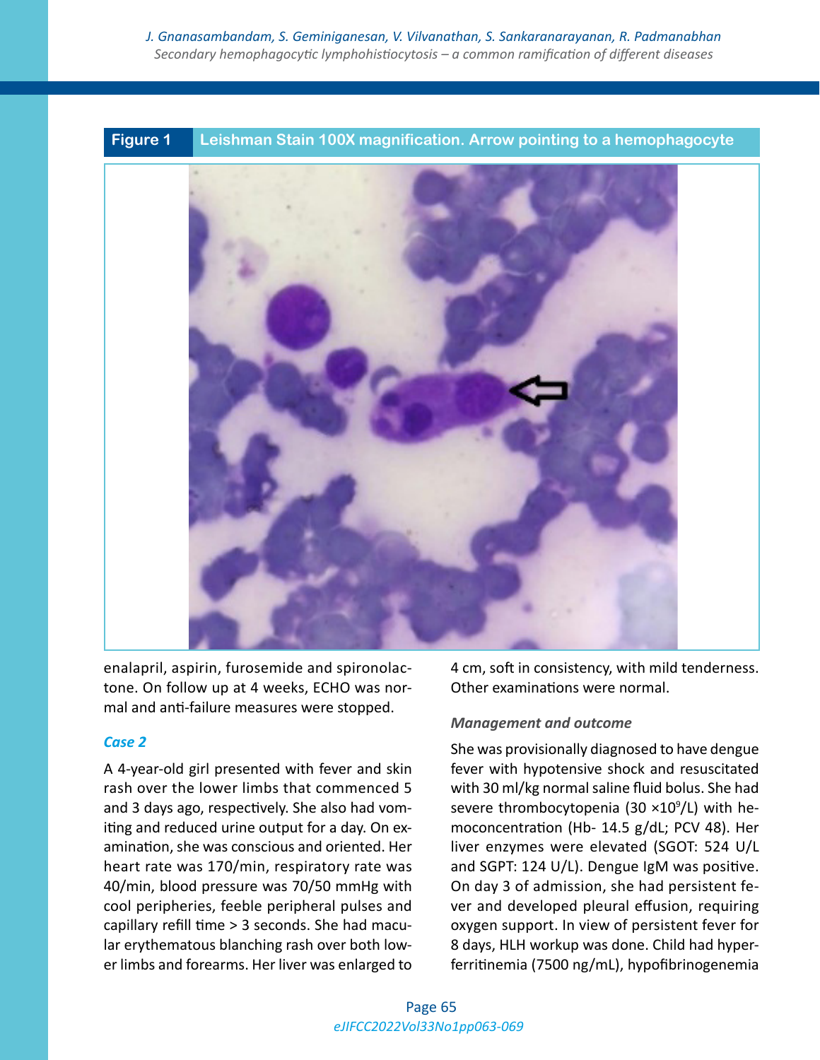**Figure 1** Leishman Stain 100X magnification. Arrow pointing to a hemophagocyte

enalapril, aspirin, furosemide and spironolactone. On follow up at 4 weeks, ECHO was normal and anti-failure measures were stopped.

### *Case 2*

A 4-year-old girl presented with fever and skin rash over the lower limbs that commenced 5 and 3 days ago, respectively. She also had vomiting and reduced urine output for a day. On examination, she was conscious and oriented. Her heart rate was 170/min, respiratory rate was 40/min, blood pressure was 70/50 mmHg with cool peripheries, feeble peripheral pulses and capillary refill time > 3 seconds. She had macular erythematous blanching rash over both lower limbs and forearms. Her liver was enlarged to 4 cm, soft in consistency, with mild tenderness. Other examinations were normal.

#### *Management and outcome*

She was provisionally diagnosed to have dengue fever with hypotensive shock and resuscitated with 30 ml/kg normal saline fluid bolus. She had severe thrombocytopenia (30 $\times 10^9$/L) with hemoconcentration (Hb- 14.5 g/dL; PCV 48). Her liver enzymes were elevated (SGOT: 524 U/L and SGPT: 124 U/L). Dengue IgM was positive. On day 3 of admission, she had persistent fever and developed pleural effusion, requiring oxygen support. In view of persistent fever for 8 days, HLH workup was done. Child had hyperferritinemia (7500 ng/mL), hypofibrinogenemia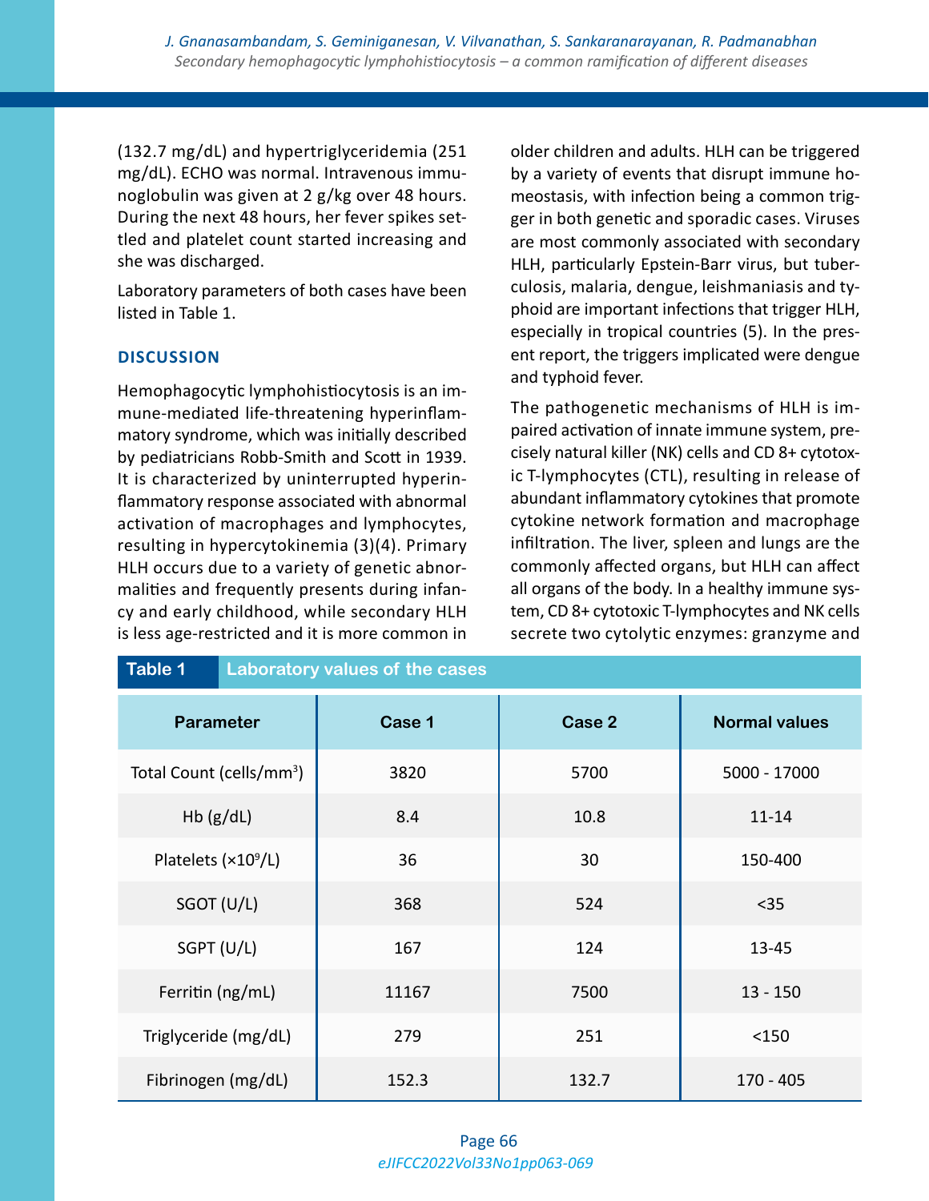(132.7 mg/dL) and hypertriglyceridemia (251 mg/dL). ECHO was normal. Intravenous immunoglobulin was given at 2 g/kg over 48 hours. During the next 48 hours, her fever spikes settled and platelet count started increasing and she was discharged.

Laboratory parameters of both cases have been listed in Table 1.

## DISCUSSION

Hemophagocytic lymphohistiocytosis is an immune-mediated life-threatening hyperinflammatory syndrome, which was initially described by pediatricians Robb-Smith and Scott in 1939. It is characterized by uninterrupted hyperinflammatory response associated with abnormal activation of macrophages and lymphocytes, resulting in hypercytokinemia (3)(4). Primary HLH occurs due to a variety of genetic abnormalities and frequently presents during infancy and early childhood, while secondary HLH is less age-restricted and it is more common in older children and adults. HLH can be triggered by a variety of events that disrupt immune homeostasis, with infection being a common trigger in both genetic and sporadic cases. Viruses are most commonly associated with secondary HLH, particularly Epstein-Barr virus, but tuberculosis, malaria, dengue, leishmaniasis and typhoid are important infections that trigger HLH, especially in tropical countries (5). In the present report, the triggers implicated were dengue and typhoid fever.

The pathogenetic mechanisms of HLH is impaired activation of innate immune system, precisely natural killer (NK) cells and CD 8+ cytotoxic T-lymphocytes (CTL), resulting in release of abundant inflammatory cytokines that promote cytokine network formation and macrophage infiltration. The liver, spleen and lungs are the commonly affected organs, but HLH can affect all organs of the body. In a healthy immune system, CD 8+ cytotoxic T-lymphocytes and NK cells secrete two cytolytic enzymes: granzyme and

**Table 1** Laboratory values of the cases

| Parameter | Case 1 | Case 2 | Normal values |
|---|---|---|---|
| Total Count (cells/mm$^3$) | 3820 | 5700 | 5000 - 17000 |
| Hb (g/dL) | 8.4 | 10.8 | 11-14 |
| Platelets (×10$^9$/L) | 36 | 30 | 150-400 |
| SGOT (U/L) | 368 | 524 | <35 |
| SGPT (U/L) | 167 | 124 | 13-45 |
| Ferritin (ng/mL) | 11167 | 7500 | 13 - 150 |
| Triglyceride (mg/dL) | 279 | 251 | <150 |
| Fibrinogen (mg/dL) | 152.3 | 132.7 | 170 - 405 |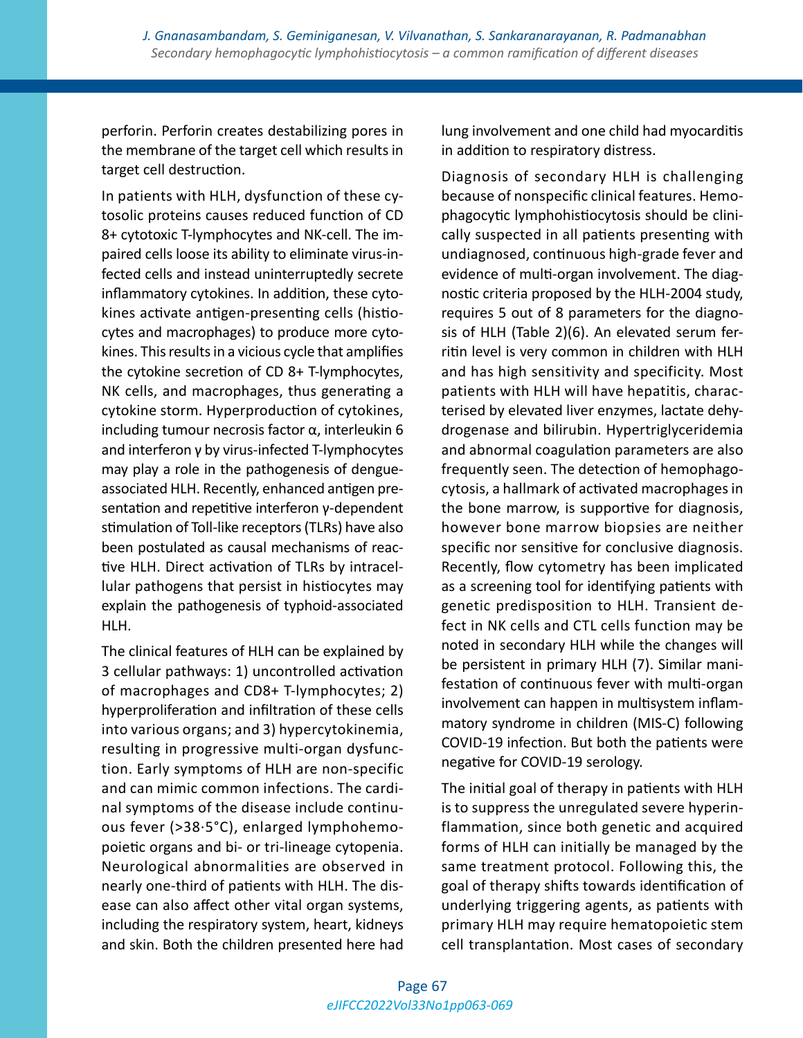perforin. Perforin creates destabilizing pores in the membrane of the target cell which results in target cell destruction.

In patients with HLH, dysfunction of these cytosolic proteins causes reduced function of CD 8+ cytotoxic T-lymphocytes and NK-cell. The impaired cells loose its ability to eliminate virus-infected cells and instead uninterruptedly secrete inflammatory cytokines. In addition, these cytokines activate antigen-presenting cells (histiocytes and macrophages) to produce more cytokines. This results in a vicious cycle that amplifies the cytokine secretion of CD 8+ T-lymphocytes, NK cells, and macrophages, thus generating a cytokine storm. Hyperproduction of cytokines, including tumour necrosis factor α, interleukin 6 and interferon γ by virus-infected T-lymphocytes may play a role in the pathogenesis of dengue-associated HLH. Recently, enhanced antigen presentation and repetitive interferon γ-dependent stimulation of Toll-like receptors (TLRs) have also been postulated as causal mechanisms of reactive HLH. Direct activation of TLRs by intracellular pathogens that persist in histiocytes may explain the pathogenesis of typhoid-associated HLH.

The clinical features of HLH can be explained by 3 cellular pathways: 1) uncontrolled activation of macrophages and CD8+ T-lymphocytes; 2) hyperproliferation and infiltration of these cells into various organs; and 3) hypercytokinemia, resulting in progressive multi-organ dysfunction. Early symptoms of HLH are non-specific and can mimic common infections. The cardinal symptoms of the disease include continuous fever (>38·5°C), enlarged lymphohemopoietic organs and bi- or tri-lineage cytopenia. Neurological abnormalities are observed in nearly one-third of patients with HLH. The disease can also affect other vital organ systems, including the respiratory system, heart, kidneys and skin. Both the children presented here had lung involvement and one child had myocarditis in addition to respiratory distress.

Diagnosis of secondary HLH is challenging because of nonspecific clinical features. Hemophagocytic lymphohistiocytosis should be clinically suspected in all patients presenting with undiagnosed, continuous high-grade fever and evidence of multi-organ involvement. The diagnostic criteria proposed by the HLH-2004 study, requires 5 out of 8 parameters for the diagnosis of HLH (Table 2)(6). An elevated serum ferritin level is very common in children with HLH and has high sensitivity and specificity. Most patients with HLH will have hepatitis, characterised by elevated liver enzymes, lactate dehydrogenase and bilirubin. Hypertriglyceridemia and abnormal coagulation parameters are also frequently seen. The detection of hemophagocytosis, a hallmark of activated macrophages in the bone marrow, is supportive for diagnosis, however bone marrow biopsies are neither specific nor sensitive for conclusive diagnosis. Recently, flow cytometry has been implicated as a screening tool for identifying patients with genetic predisposition to HLH. Transient defect in NK cells and CTL cells function may be noted in secondary HLH while the changes will be persistent in primary HLH (7). Similar manifestation of continuous fever with multi-organ involvement can happen in multisystem inflammatory syndrome in children (MIS-C) following COVID-19 infection. But both the patients were negative for COVID-19 serology.

The initial goal of therapy in patients with HLH is to suppress the unregulated severe hyperinflammation, since both genetic and acquired forms of HLH can initially be managed by the same treatment protocol. Following this, the goal of therapy shifts towards identification of underlying triggering agents, as patients with primary HLH may require hematopoietic stem cell transplantation. Most cases of secondary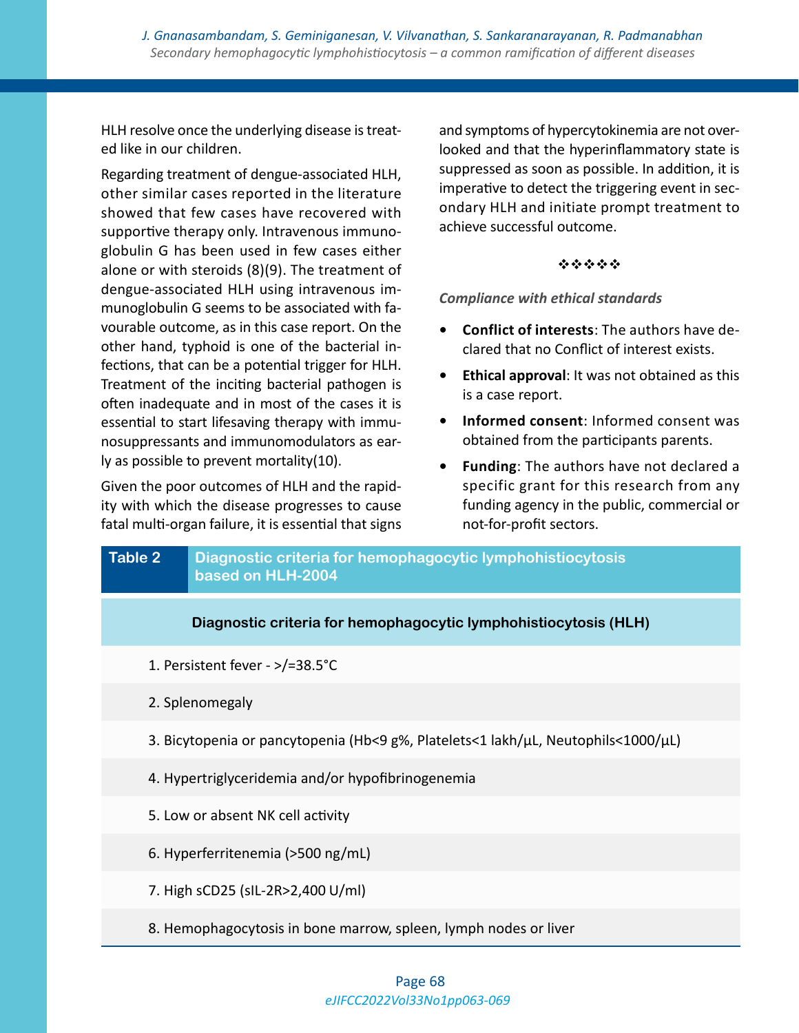HLH resolve once the underlying disease is treated like in our children.

Regarding treatment of dengue-associated HLH, other similar cases reported in the literature showed that few cases have recovered with supportive therapy only. Intravenous immunoglobulin G has been used in few cases either alone or with steroids (8)(9). The treatment of dengue-associated HLH using intravenous immunoglobulin G seems to be associated with favourable outcome, as in this case report. On the other hand, typhoid is one of the bacterial infections, that can be a potential trigger for HLH. Treatment of the inciting bacterial pathogen is often inadequate and in most of the cases it is essential to start lifesaving therapy with immunosuppressants and immunomodulators as early as possible to prevent mortality(10).

Given the poor outcomes of HLH and the rapidity with which the disease progresses to cause fatal multi-organ failure, it is essential that signs and symptoms of hypercytokinemia are not overlooked and that the hyperinflammatory state is suppressed as soon as possible. In addition, it is imperative to detect the triggering event in secondary HLH and initiate prompt treatment to achieve successful outcome.

❖❖❖❖❖

*Compliance with ethical standards*

- **Conflict of interests**: The authors have declared that no Conflict of interest exists.
- **Ethical approval**: It was not obtained as this is a case report.
- **Informed consent**: Informed consent was obtained from the participants parents.
- **Funding**: The authors have not declared a specific grant for this research from any funding agency in the public, commercial or not-for-profit sectors.

**Table 2** Diagnostic criteria for hemophagocytic lymphohistiocytosis based on HLH-2004

| Diagnostic criteria for hemophagocytic lymphohistiocytosis (HLH) |
|---|
| 1. Persistent fever - >/=38.5°C |
| 2. Splenomegaly |
| 3. Bicytopenia or pancytopenia (Hb<9 g%, Platelets<1 lakh/µL, Neutophils<1000/µL) |
| 4. Hypertriglyceridemia and/or hypofibrinogenemia |
| 5. Low or absent NK cell activity |
| 6. Hyperferritenemia (>500 ng/mL) |
| 7. High sCD25 (sIL-2R>2,400 U/ml) |
| 8. Hemophagocytosis in bone marrow, spleen, lymph nodes or liver |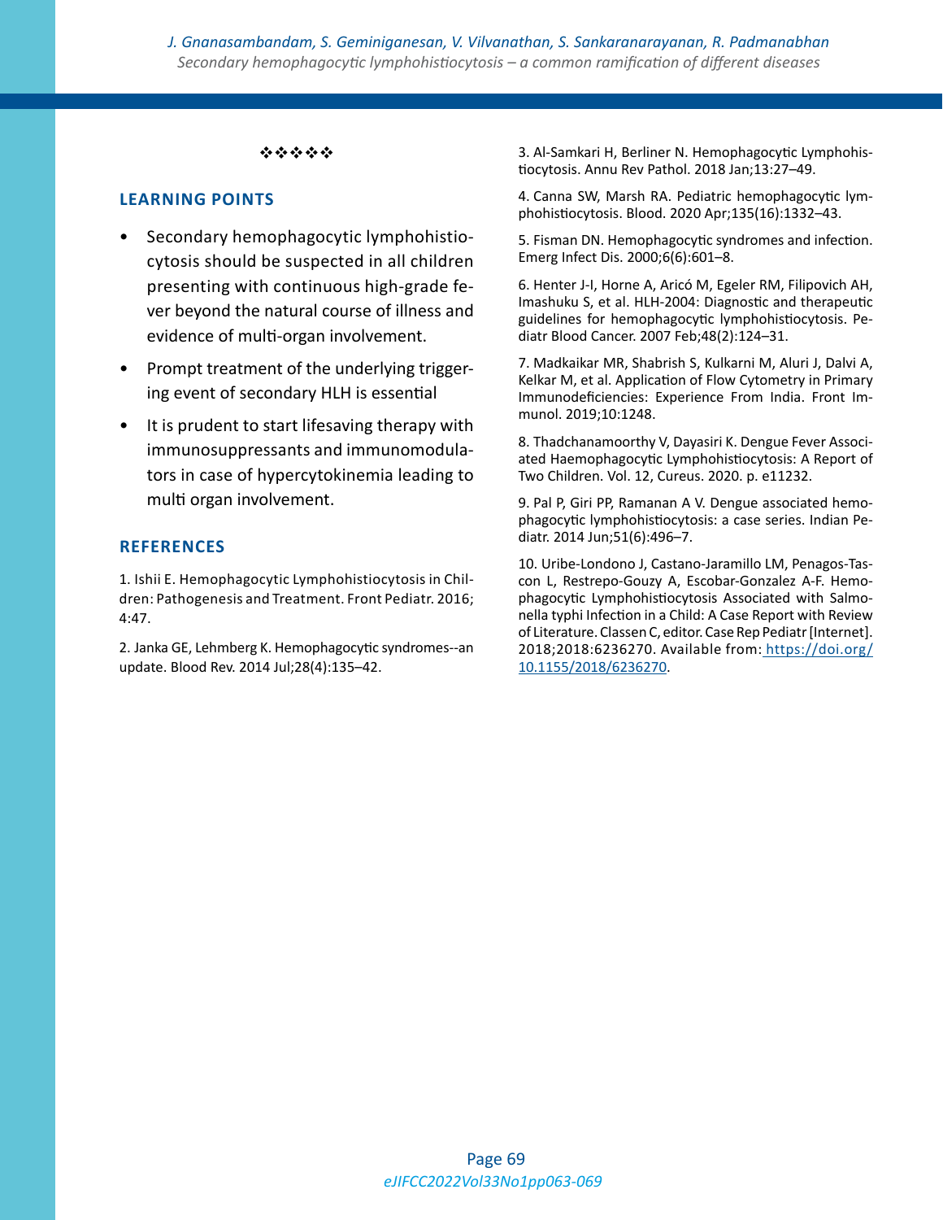❖❖❖❖❖

## LEARNING POINTS

- Secondary hemophagocytic lymphohistiocytosis should be suspected in all children presenting with continuous high-grade fever beyond the natural course of illness and evidence of multi-organ involvement.
- Prompt treatment of the underlying triggering event of secondary HLH is essential
- It is prudent to start lifesaving therapy with immunosuppressants and immunomodulators in case of hypercytokinemia leading to multi organ involvement.

## REFERENCES

1. Ishii E. Hemophagocytic Lymphohistiocytosis in Children: Pathogenesis and Treatment. Front Pediatr. 2016; 4:47.

2. Janka GE, Lehmberg K. Hemophagocytic syndromes--an update. Blood Rev. 2014 Jul;28(4):135–42.

3. Al-Samkari H, Berliner N. Hemophagocytic Lymphohistiocytosis. Annu Rev Pathol. 2018 Jan;13:27–49.

4. Canna SW, Marsh RA. Pediatric hemophagocytic lymphohistiocytosis. Blood. 2020 Apr;135(16):1332–43.

5. Fisman DN. Hemophagocytic syndromes and infection. Emerg Infect Dis. 2000;6(6):601–8.

6. Henter J-I, Horne A, Aricó M, Egeler RM, Filipovich AH, Imashuku S, et al. HLH-2004: Diagnostic and therapeutic guidelines for hemophagocytic lymphohistiocytosis. Pediatr Blood Cancer. 2007 Feb;48(2):124–31.

7. Madkaikar MR, Shabrish S, Kulkarni M, Aluri J, Dalvi A, Kelkar M, et al. Application of Flow Cytometry in Primary Immunodeficiencies: Experience From India. Front Immunol. 2019;10:1248.

8. Thadchanamoorthy V, Dayasiri K. Dengue Fever Associated Haemophagocytic Lymphohistiocytosis: A Report of Two Children. Vol. 12, Cureus. 2020. p. e11232.

9. Pal P, Giri PP, Ramanan A V. Dengue associated hemophagocytic lymphohistiocytosis: a case series. Indian Pediatr. 2014 Jun;51(6):496–7.

10. Uribe-Londono J, Castano-Jaramillo LM, Penagos-Tascon L, Restrepo-Gouzy A, Escobar-Gonzalez A-F. Hemophagocytic Lymphohistiocytosis Associated with Salmonella typhi Infection in a Child: A Case Report with Review of Literature. Classen C, editor. Case Rep Pediatr [Internet]. 2018;2018:6236270. Available from: https://doi.org/10.1155/2018/6236270.